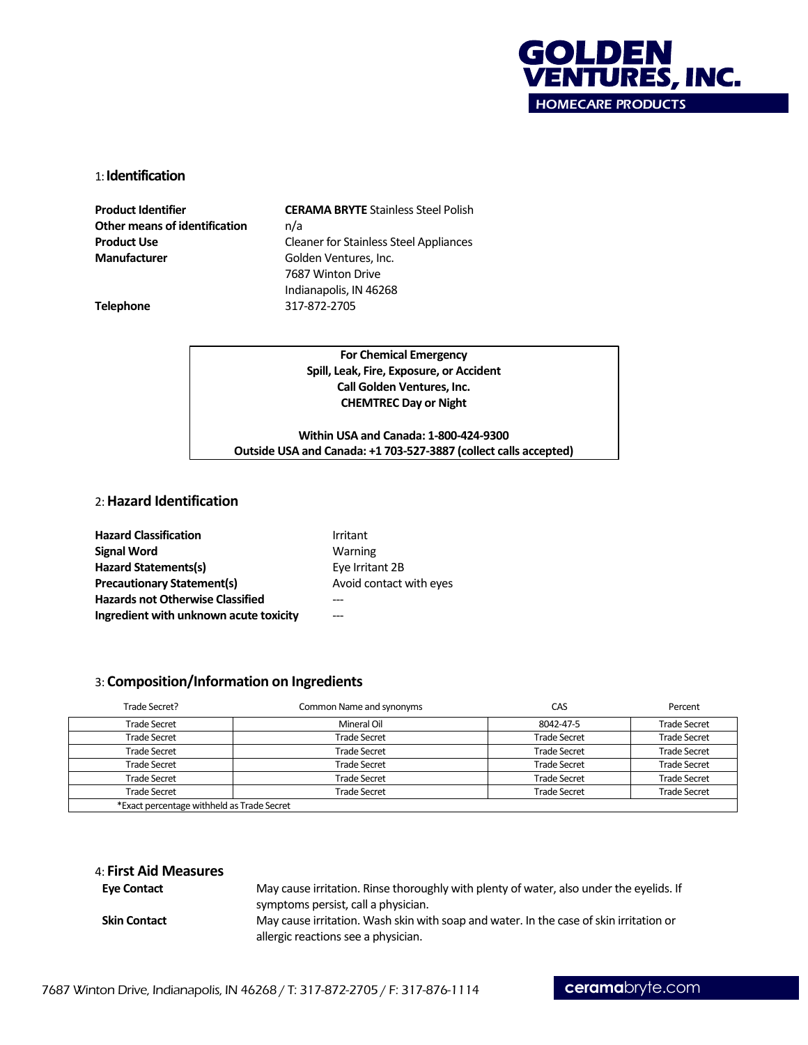# GOLDEN VENTURES, INC.
HOMECARE PRODUCTS

## 1: Identification

| | |
|---|---|
| **Product Identifier** | **CERAMA BRYTE** Stainless Steel Polish |
| **Other means of identification** | n/a |
| **Product Use** | Cleaner for Stainless Steel Appliances |
| **Manufacturer** | Golden Ventures, Inc.<br>7687 Winton Drive<br>Indianapolis, IN 46268 |
| **Telephone** | 317-872-2705 |

**For Chemical Emergency**
**Spill, Leak, Fire, Exposure, or Accident**
**Call Golden Ventures, Inc.**
**CHEMTREC Day or Night**

**Within USA and Canada: 1-800-424-9300**
**Outside USA and Canada: +1 703-527-3887 (collect calls accepted)**

## 2: Hazard Identification

| | |
|---|---|
| **Hazard Classification** | Irritant |
| **Signal Word** | Warning |
| **Hazard Statements(s)** | Eye Irritant 2B |
| **Precautionary Statement(s)** | Avoid contact with eyes |
| **Hazards not Otherwise Classified** | --- |
| **Ingredient with unknown acute toxicity** | --- |

## 3: Composition/Information on Ingredients

| Trade Secret? | Common Name and synonyms | CAS | Percent |
|---|---|---|---|
| Trade Secret | Mineral Oil | 8042-47-5 | Trade Secret |
| Trade Secret | Trade Secret | Trade Secret | Trade Secret |
| Trade Secret | Trade Secret | Trade Secret | Trade Secret |
| Trade Secret | Trade Secret | Trade Secret | Trade Secret |
| Trade Secret | Trade Secret | Trade Secret | Trade Secret |
| Trade Secret | Trade Secret | Trade Secret | Trade Secret |
| *Exact percentage withheld as Trade Secret | | | |

## 4: First Aid Measures

**Eye Contact** — May cause irritation. Rinse thoroughly with plenty of water, also under the eyelids. If symptoms persist, call a physician.

**Skin Contact** — May cause irritation. Wash skin with soap and water. In the case of skin irritation or allergic reactions see a physician.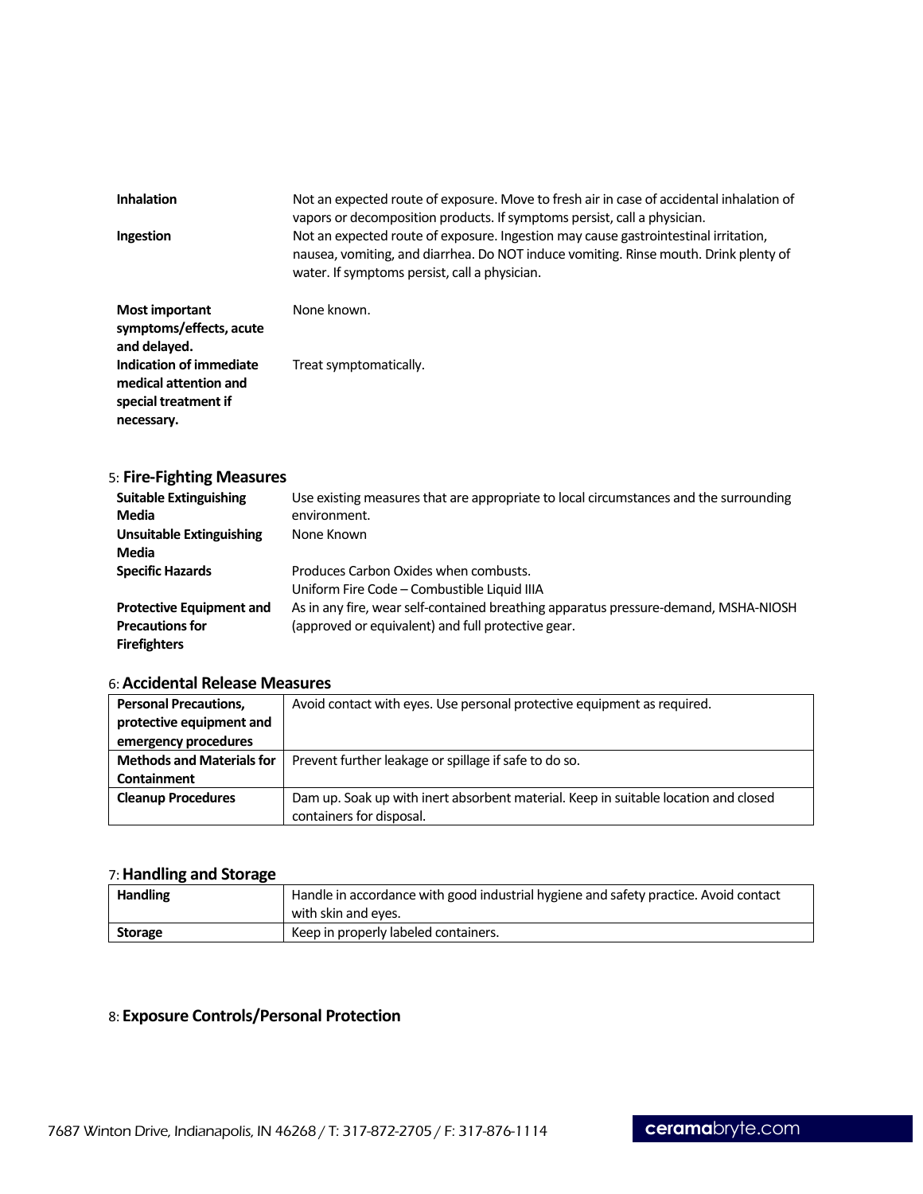| | |
|---|---|
| **Inhalation** | Not an expected route of exposure. Move to fresh air in case of accidental inhalation of vapors or decomposition products. If symptoms persist, call a physician. |
| **Ingestion** | Not an expected route of exposure. Ingestion may cause gastrointestinal irritation, nausea, vomiting, and diarrhea. Do NOT induce vomiting. Rinse mouth. Drink plenty of water. If symptoms persist, call a physician. |
| **Most important symptoms/effects, acute and delayed.** | None known. |
| **Indication of immediate medical attention and special treatment if necessary.** | Treat symptomatically. |

## 5: Fire-Fighting Measures

| | |
|---|---|
| **Suitable Extinguishing Media** | Use existing measures that are appropriate to local circumstances and the surrounding environment. |
| **Unsuitable Extinguishing Media** | None Known |
| **Specific Hazards** | Produces Carbon Oxides when combusts.<br>Uniform Fire Code – Combustible Liquid IIIA |
| **Protective Equipment and Precautions for Firefighters** | As in any fire, wear self-contained breathing apparatus pressure-demand, MSHA-NIOSH (approved or equivalent) and full protective gear. |

## 6: Accidental Release Measures

| | |
|---|---|
| **Personal Precautions, protective equipment and emergency procedures** | Avoid contact with eyes. Use personal protective equipment as required. |
| **Methods and Materials for Containment** | Prevent further leakage or spillage if safe to do so. |
| **Cleanup Procedures** | Dam up. Soak up with inert absorbent material. Keep in suitable location and closed containers for disposal. |

## 7: Handling and Storage

| | |
|---|---|
| **Handling** | Handle in accordance with good industrial hygiene and safety practice. Avoid contact with skin and eyes. |
| **Storage** | Keep in properly labeled containers. |

## 8: Exposure Controls/Personal Protection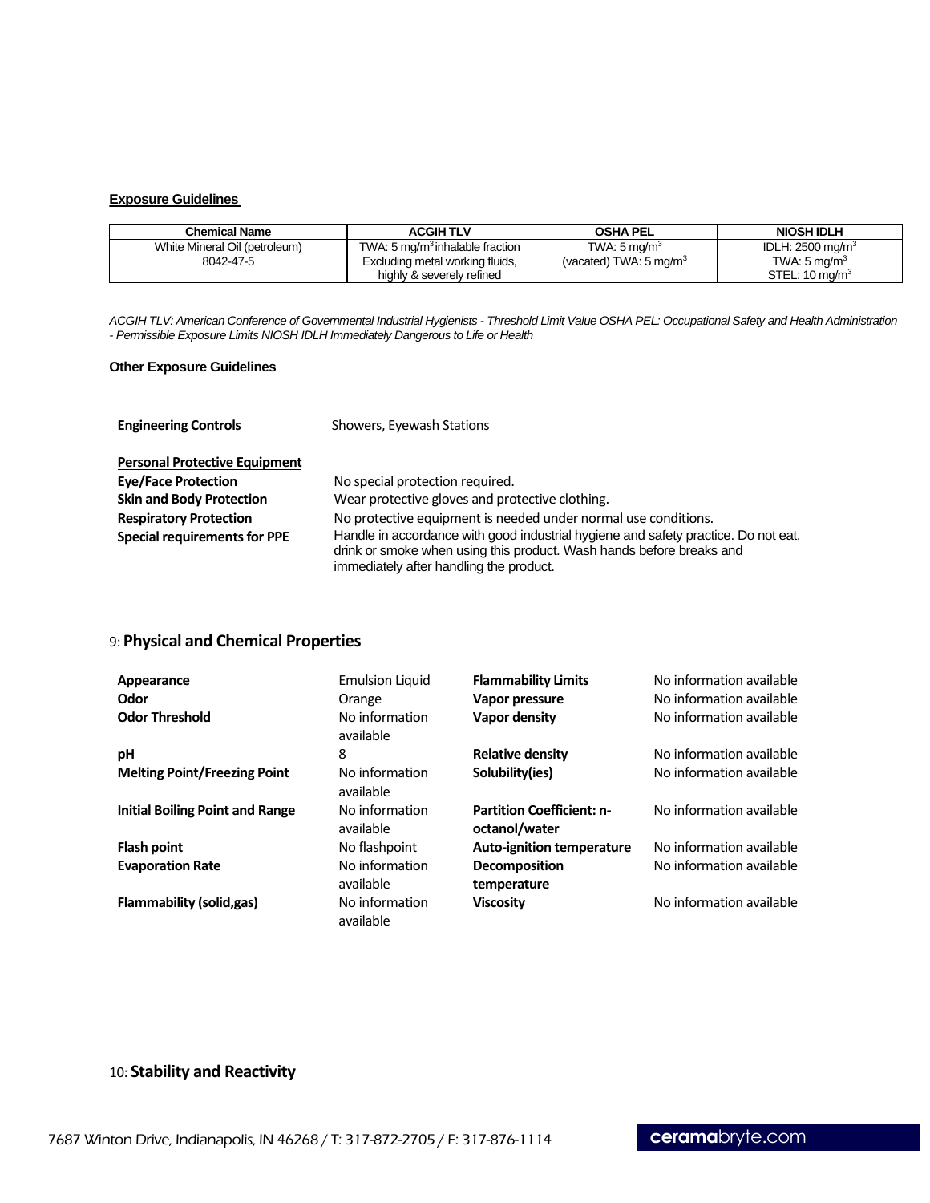**Exposure Guidelines**

| Chemical Name | ACGIH TLV | OSHA PEL | NIOSH IDLH |
|---|---|---|---|
| White Mineral Oil (petroleum) 8042-47-5 | TWA: 5 mg/m$^3$ inhalable fraction Excluding metal working fluids, highly & severely refined | TWA: 5 mg/m$^3$ (vacated) TWA: 5 mg/m$^3$ | IDLH: 2500 mg/m$^3$ TWA: 5 mg/m$^3$ STEL: 10 mg/m$^3$ |

*ACGIH TLV: American Conference of Governmental Industrial Hygienists - Threshold Limit Value OSHA PEL: Occupational Safety and Health Administration - Permissible Exposure Limits NIOSH IDLH Immediately Dangerous to Life or Health*

**Other Exposure Guidelines**

**Engineering Controls** Showers, Eyewash Stations

**Personal Protective Equipment**

**Eye/Face Protection** No special protection required.

**Skin and Body Protection** Wear protective gloves and protective clothing.

**Respiratory Protection** No protective equipment is needed under normal use conditions.

**Special requirements for PPE** Handle in accordance with good industrial hygiene and safety practice. Do not eat, drink or smoke when using this product. Wash hands before breaks and immediately after handling the product.

## 9: Physical and Chemical Properties

| | | | |
|---|---|---|---|
| **Appearance** | Emulsion Liquid | **Flammability Limits** | No information available |
| **Odor** | Orange | **Vapor pressure** | No information available |
| **Odor Threshold** | No information available | **Vapor density** | No information available |
| **pH** | 8 | **Relative density** | No information available |
| **Melting Point/Freezing Point** | No information available | **Solubility(ies)** | No information available |
| **Initial Boiling Point and Range** | No information available | **Partition Coefficient: n-octanol/water** | No information available |
| **Flash point** | No flashpoint | **Auto-ignition temperature** | No information available |
| **Evaporation Rate** | No information available | **Decomposition temperature** | No information available |
| **Flammability (solid,gas)** | No information available | **Viscosity** | No information available |

## 10: Stability and Reactivity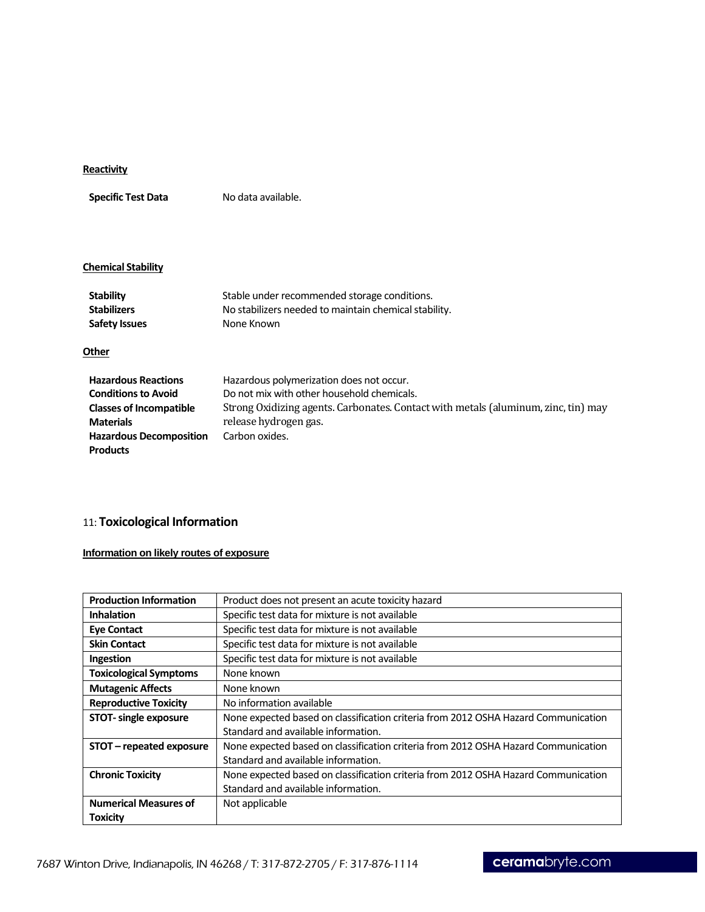**Reactivity**

| | |
|---|---|
| **Specific Test Data** | No data available. |

**Chemical Stability**

| | |
|---|---|
| **Stability** | Stable under recommended storage conditions. |
| **Stabilizers** | No stabilizers needed to maintain chemical stability. |
| **Safety Issues** | None Known |

**Other**

| | |
|---|---|
| **Hazardous Reactions** | Hazardous polymerization does not occur. |
| **Conditions to Avoid** | Do not mix with other household chemicals. |
| **Classes of Incompatible Materials** | Strong Oxidizing agents. Carbonates. Contact with metals (aluminum, zinc, tin) may release hydrogen gas. |
| **Hazardous Decomposition Products** | Carbon oxides. |

## 11: Toxicological Information

**Information on likely routes of exposure**

| | |
|---|---|
| **Production Information** | Product does not present an acute toxicity hazard |
| **Inhalation** | Specific test data for mixture is not available |
| **Eye Contact** | Specific test data for mixture is not available |
| **Skin Contact** | Specific test data for mixture is not available |
| **Ingestion** | Specific test data for mixture is not available |
| **Toxicological Symptoms** | None known |
| **Mutagenic Affects** | None known |
| **Reproductive Toxicity** | No information available |
| **STOT- single exposure** | None expected based on classification criteria from 2012 OSHA Hazard Communication Standard and available information. |
| **STOT – repeated exposure** | None expected based on classification criteria from 2012 OSHA Hazard Communication Standard and available information. |
| **Chronic Toxicity** | None expected based on classification criteria from 2012 OSHA Hazard Communication Standard and available information. |
| **Numerical Measures of Toxicity** | Not applicable |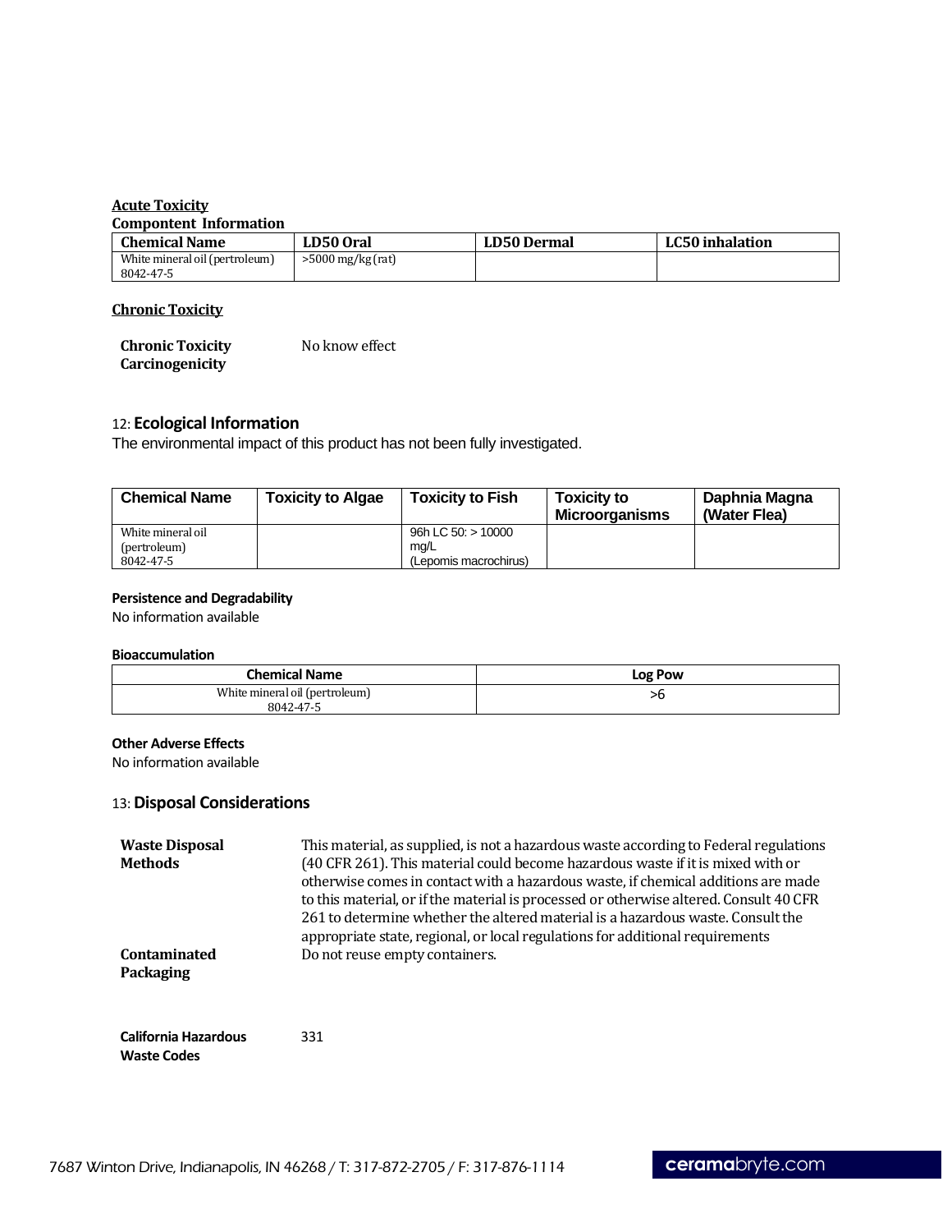**Acute Toxicity**

**Compontent Information**

| Chemical Name | LD50 Oral | LD50 Dermal | LC50 inhalation |
|---|---|---|---|
| White mineral oil (pertroleum) 8042-47-5 | >5000 mg/kg (rat) | | |

**Chronic Toxicity**

**Chronic Toxicity** No know effect

**Carcinogenicity**

## 12: Ecological Information

The environmental impact of this product has not been fully investigated.

| Chemical Name | Toxicity to Algae | Toxicity to Fish | Toxicity to Microorganisms | Daphnia Magna (Water Flea) |
|---|---|---|---|---|
| White mineral oil (pertroleum) 8042-47-5 | | 96h LC 50: > 10000 mg/L (Lepomis macrochirus) | | |

**Persistence and Degradability**

No information available

**Bioaccumulation**

| Chemical Name | Log Pow |
|---|---|
| White mineral oil (pertroleum) 8042-47-5 | >6 |

**Other Adverse Effects**

No information available

## 13: Disposal Considerations

**Waste Disposal Methods**

This material, as supplied, is not a hazardous waste according to Federal regulations (40 CFR 261). This material could become hazardous waste if it is mixed with or otherwise comes in contact with a hazardous waste, if chemical additions are made to this material, or if the material is processed or otherwise altered. Consult 40 CFR 261 to determine whether the altered material is a hazardous waste. Consult the appropriate state, regional, or local regulations for additional requirements

**Contaminated Packaging**

Do not reuse empty containers.

**California Hazardous Waste Codes**

331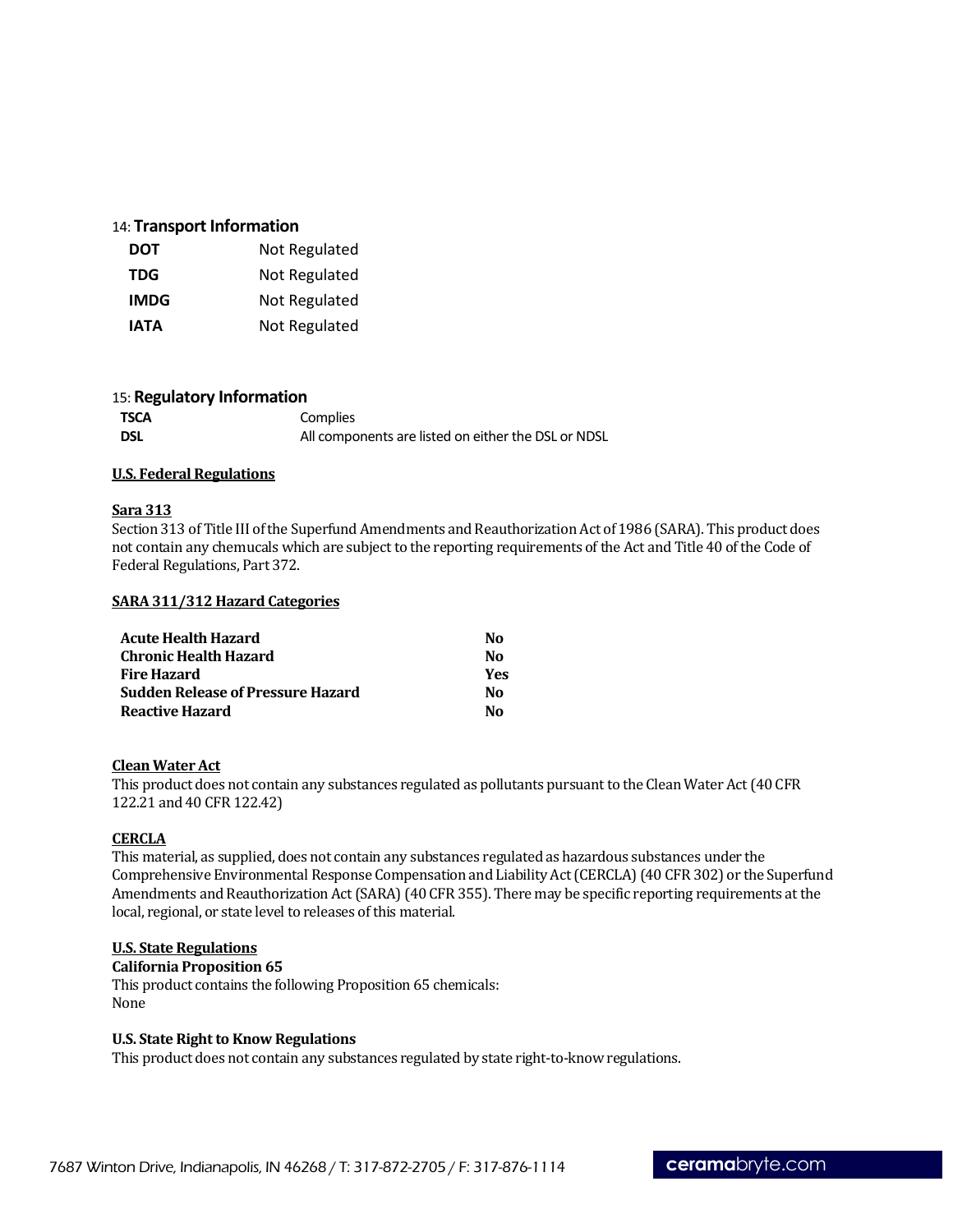## 14: Transport Information

| | |
|---|---|
| **DOT** | Not Regulated |
| **TDG** | Not Regulated |
| **IMDG** | Not Regulated |
| **IATA** | Not Regulated |

## 15: Regulatory Information

| | |
|---|---|
| **TSCA** | Complies |
| **DSL** | All components are listed on either the DSL or NDSL |

**U.S. Federal Regulations**

**Sara 313**

Section 313 of Title III of the Superfund Amendments and Reauthorization Act of 1986 (SARA). This product does not contain any chemucals which are subject to the reporting requirements of the Act and Title 40 of the Code of Federal Regulations, Part 372.

**SARA 311/312 Hazard Categories**

| | |
|---|---|
| **Acute Health Hazard** | **No** |
| **Chronic Health Hazard** | **No** |
| **Fire Hazard** | **Yes** |
| **Sudden Release of Pressure Hazard** | **No** |
| **Reactive Hazard** | **No** |

**Clean Water Act**

This product does not contain any substances regulated as pollutants pursuant to the Clean Water Act (40 CFR 122.21 and 40 CFR 122.42)

**CERCLA**

This material, as supplied, does not contain any substances regulated as hazardous substances under the Comprehensive Environmental Response Compensation and Liability Act (CERCLA) (40 CFR 302) or the Superfund Amendments and Reauthorization Act (SARA) (40 CFR 355). There may be specific reporting requirements at the local, regional, or state level to releases of this material.

**U.S. State Regulations**

**California Proposition 65**

This product contains the following Proposition 65 chemicals:
None

**U.S. State Right to Know Regulations**

This product does not contain any substances regulated by state right-to-know regulations.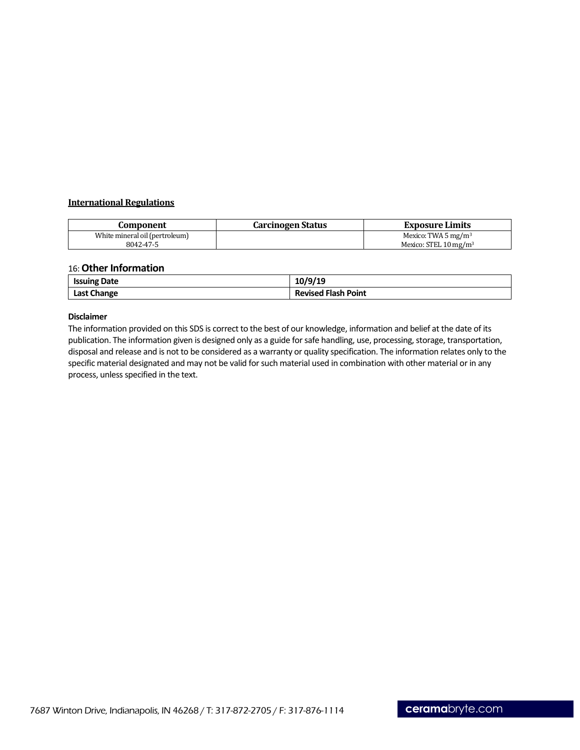**International Regulations**

| Component | Carcinogen Status | Exposure Limits |
|---|---|---|
| White mineral oil (pertroleum)<br>8042-47-5 | | Mexico: TWA 5 mg/m$^3$<br>Mexico: STEL 10 mg/m$^3$ |

## 16: Other Information

| | |
|---|---|
| **Issuing Date** | **10/9/19** |
| **Last Change** | **Revised Flash Point** |

**Disclaimer**

The information provided on this SDS is correct to the best of our knowledge, information and belief at the date of its publication. The information given is designed only as a guide for safe handling, use, processing, storage, transportation, disposal and release and is not to be considered as a warranty or quality specification. The information relates only to the specific material designated and may not be valid for such material used in combination with other material or in any process, unless specified in the text.